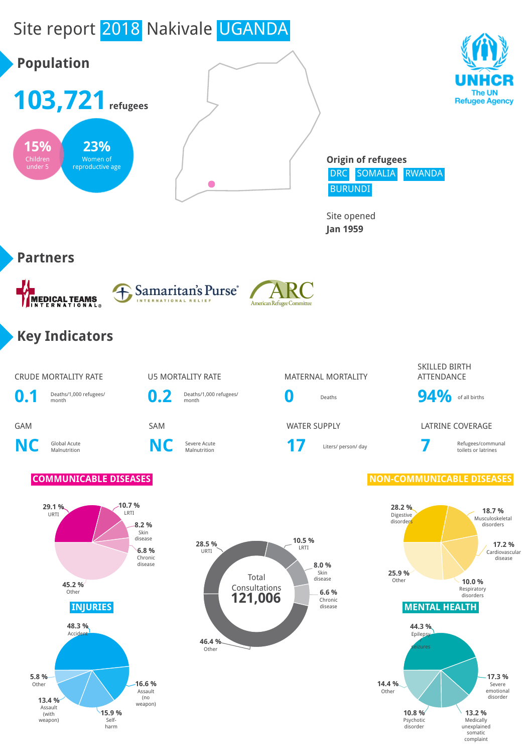# Site report 2018 Nakivale UGANDA

## Population

**103,721** refugees

- 15% Children under 5
- 23% Women of reproductive age

UNHCR The UN Refugee Agency

**Origin of refugees**

DRC | SOMALIA | RWANDA | BURUNDI

Site opened
**Jan 1959**

## Partners

MEDICAL TEAMS INTERNATIONAL | Samaritan's Purse INTERNATIONAL RELIEF | ARC American Refugee Committee

## Key Indicators

| Indicator | Value | Unit |
|---|---|---|
| CRUDE MORTALITY RATE | 0.1 | Deaths/1,000 refugees/ month |
| U5 MORTALITY RATE | 0.2 | Deaths/1,000 refugees/ month |
| MATERNAL MORTALITY | 0 | Deaths |
| SKILLED BIRTH ATTENDANCE | 94% | of all births |
| GAM | NC | Global Acute Malnutrition |
| SAM | NC | Severe Acute Malnutrition |
| WATER SUPPLY | 17 | Liters/ person/ day |
| LATRINE COVERAGE | 7 | Refugees/communal toilets or latrines |

### COMMUNICABLE DISEASES

| Disease | % |
|---|---|
| URTI | 29.1 % |
| LRTI | 10.7 % |
| Skin disease | 8.2 % |
| Chronic disease | 6.8 % |
| Other | 45.2 % |

### Total Consultations 121,006

| Category | % |
|---|---|
| URTI | 28.5 % |
| LRTI | 10.5 % |
| Skin disease | 8.0 % |
| Chronic disease | 6.6 % |
| Other | 46.4 % |

### NON-COMMUNICABLE DISEASES

| Disease | % |
|---|---|
| Digestive disorders | 28.2 % |
| Musculoskeletal disorders | 18.7 % |
| Cardiovascular disease | 17.2 % |
| Respiratory disorders | 10.0 % |
| Other | 25.9 % |

### INJURIES

| Injury | % |
|---|---|
| Accident | 48.3 % |
| Assault (no weapon) | 16.6 % |
| Self-harm | 15.9 % |
| Assault (with weapon) | 13.4 % |
| Other | 5.8 % |

### MENTAL HEALTH

| Condition | % |
|---|---|
| Epilepsy/ seizures | 44.3 % |
| Severe emotional disorder | 17.3 % |
| Medically unexplained somatic complaint | 13.2 % |
| Psychotic disorder | 10.8 % |
| Other | 14.4 % |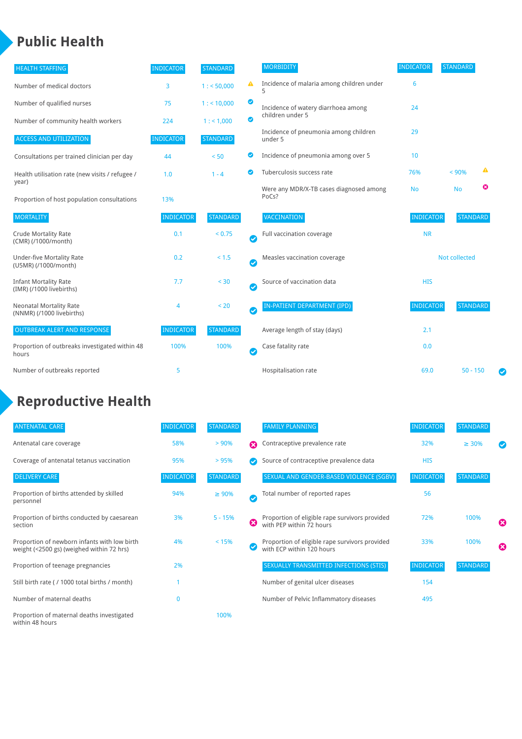# Public Health

| HEALTH STAFFING | INDICATOR | STANDARD | |
|---|---|---|---|
| Number of medical doctors | 3 | 1 : < 50,000 | ⚠ |
| Number of qualified nurses | 75 | 1 : < 10,000 | ✔ |
| Number of community health workers | 224 | 1 : < 1,000 | ✔ |

| ACCESS AND UTILIZATION | INDICATOR | STANDARD | |
|---|---|---|---|
| Consultations per trained clinician per day | 44 | < 50 | ✔ |
| Health utilisation rate (new visits / refugee / year) | 1.0 | 1 - 4 | ✔ |
| Proportion of host population consultations | 13% | | |

| MORTALITY | INDICATOR | STANDARD | |
|---|---|---|---|
| Crude Mortality Rate (CMR) (/1000/month) | 0.1 | < 0.75 | ✔ |
| Under-five Mortality Rate (U5MR) (/1000/month) | 0.2 | < 1.5 | ✔ |
| Infant Mortality Rate (IMR) (/1000 livebirths) | 7.7 | < 30 | ✔ |
| Neonatal Mortality Rate (NNMR) (/1000 livebirths) | 4 | < 20 | ✔ |

| OUTBREAK ALERT AND RESPONSE | INDICATOR | STANDARD | |
|---|---|---|---|
| Proportion of outbreaks investigated within 48 hours | 100% | 100% | ✔ |
| Number of outbreaks reported | 5 | | |

| MORBIDITY | INDICATOR | STANDARD | |
|---|---|---|---|
| Incidence of malaria among children under 5 | 6 | | |
| Incidence of watery diarrhoea among children under 5 | 24 | | |
| Incidence of pneumonia among children under 5 | 29 | | |
| Incidence of pneumonia among over 5 | 10 | | |
| Tuberculosis success rate | 76% | < 90% | ⚠ |
| Were any MDR/X-TB cases diagnosed among PoCs? | No | No | ✖ |

| VACCINATION | INDICATOR | STANDARD | |
|---|---|---|---|
| Full vaccination coverage | NR | | |
| Measles vaccination coverage | Not collected | | |
| Source of vaccination data | HIS | | |

| IN-PATIENT DEPARTMENT (IPD) | INDICATOR | STANDARD | |
|---|---|---|---|
| Average length of stay (days) | 2.1 | | |
| Case fatality rate | 0.0 | | |
| Hospitalisation rate | 69.0 | 50 - 150 | ✔ |

# Reproductive Health

| ANTENATAL CARE | INDICATOR | STANDARD | |
|---|---|---|---|
| Antenatal care coverage | 58% | > 90% | ✖ |
| Coverage of antenatal tetanus vaccination | 95% | > 95% | ✔ |

| DELIVERY CARE | INDICATOR | STANDARD | |
|---|---|---|---|
| Proportion of births attended by skilled personnel | 94% | ≥ 90% | ✔ |
| Proportion of births conducted by caesarean section | 3% | 5 - 15% | ✖ |
| Proportion of newborn infants with low birth weight (<2500 gs) (weighed within 72 hrs) | 4% | < 15% | ✔ |
| Proportion of teenage pregnancies | 2% | | |
| Still birth rate ( / 1000 total births / month) | 1 | | |
| Number of maternal deaths | 0 | | |
| Proportion of maternal deaths investigated within 48 hours | | 100% | |

| FAMILY PLANNING | INDICATOR | STANDARD | |
|---|---|---|---|
| Contraceptive prevalence rate | 32% | ≥ 30% | ✔ |
| Source of contraceptive prevalence data | HIS | | |

| SEXUAL AND GENDER-BASED VIOLENCE (SGBV) | INDICATOR | STANDARD | |
|---|---|---|---|
| Total number of reported rapes | 56 | | |
| Proportion of eligible rape survivors provided with PEP within 72 hours | 72% | 100% | ✖ |
| Proportion of eligible rape survivors provided with ECP within 120 hours | 33% | 100% | ✖ |

| SEXUALLY TRANSMITTED INFECTIONS (STIS) | INDICATOR | STANDARD |
|---|---|---|
| Number of genital ulcer diseases | 154 | |
| Number of Pelvic Inflammatory diseases | 495 | |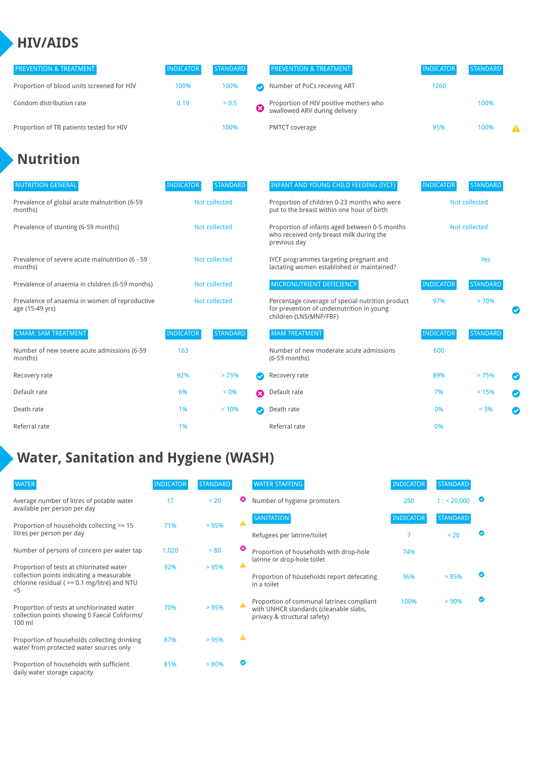# HIV/AIDS

| PREVENTION & TREATMENT | INDICATOR | STANDARD | |
|---|---|---|---|
| Proportion of blood units screened for HIV | 100% | 100% | ✔ |
| Condom distribution rate | 0.19 | > 0.5 | ✖ |
| Proportion of TB patients tested for HIV | | 100% | |

| PREVENTION & TREATMENT | INDICATOR | STANDARD | |
|---|---|---|---|
| Number of PoCs receving ART | 1260 | | |
| Proportion of HIV positive mothers who swallowed ARV during delivery | | 100% | |
| PMTCT coverage | 95% | 100% | ⚠ |

# Nutrition

| NUTRITION GENERAL | INDICATOR | STANDARD |
|---|---|---|
| Prevalence of global acute malnutrition (6-59 months) | Not collected | |
| Prevalence of stunting (6-59 months) | Not collected | |
| Prevalence of severe acute malnutrition (6 - 59 months) | Not collected | |
| Prevalence of anaemia in children (6-59 months) | Not collected | |
| Prevalence of anaemia in women of reproductive age (15-49 yrs) | Not collected | |

| INFANT AND YOUNG CHILD FEEDING (IYCF) | INDICATOR | STANDARD | |
|---|---|---|---|
| Proportion of children 0-23 months who were put to the breast within one hour of birth | Not collected | | |
| Proportion of infants aged between 0-5 months who received only breast milk during the previous day | Not collected | | |
| IYCF programmes targeting pregnant and lactating women established or maintained? | | Yes | |

| MICRONUTRIENT DEFICIENCY | INDICATOR | STANDARD | |
|---|---|---|---|
| Percentage coverage of special nutrition product for prevention of undernutrition in young children (LNS/MNP/FBF) | 97% | > 70% | ✔ |

| CMAM: SAM TREATMENT | INDICATOR | STANDARD | |
|---|---|---|---|
| Number of new severe acute admissions (6-59 months) | 163 | | |
| Recovery rate | 92% | > 75% | ✔ |
| Default rate | 6% | < 0% | ✖ |
| Death rate | 1% | < 10% | ✔ |
| Referral rate | 1% | | |

| MAM TREATMENT | INDICATOR | STANDARD | |
|---|---|---|---|
| Number of new moderate acute admissions (6-59 months) | 600 | | |
| Recovery rate | 89% | > 75% | ✔ |
| Default rate | 7% | < 15% | ✔ |
| Death rate | 0% | < 3% | ✔ |
| Referral rate | 0% | | |

# Water, Sanitation and Hygiene (WASH)

| WATER | INDICATOR | STANDARD | |
|---|---|---|---|
| Average number of litres of potable water available per person per day | 17 | < 20 | ✖ |
| Proportion of households collecting >= 15 litres per person per day | 71% | > 95% | ⚠ |
| Number of persons of concern per water tap | 1,020 | < 80 | ✖ |
| Proportion of tests at chlorinated water collection points indicating a measurable chlorine residual ( >= 0.1 mg/litre) and NTU <5 | 92% | > 95% | ⚠ |
| Proportion of tests at unchlorinated water collection points showing 0 Faecal Coliforms/ 100 ml | 70% | > 95% | ⚠ |
| Proportion of households collecting drinking water from protected water sources only | 87% | > 95% | ⚠ |
| Proportion of households with sufficient daily water storage capacity | 81% | > 80% | ✔ |

| WATER STAFFING | INDICATOR | STANDARD | |
|---|---|---|---|
| Number of hygiene promoters | 260 | 1 : < 20,000 | ✔ |

| SANITATION | INDICATOR | STANDARD | |
|---|---|---|---|
| Refugees per latrine/toilet | 7 | < 20 | ✔ |
| Proportion of households with drop-hole latrine or drop-hole toilet | 74% | | |
| Proportion of households report defecating in a toilet | 96% | > 85% | ✔ |
| Proportion of communal latrines compliant with UNHCR standards (cleanable slabs, privacy & structural safety) | 100% | > 90% | ✔ |